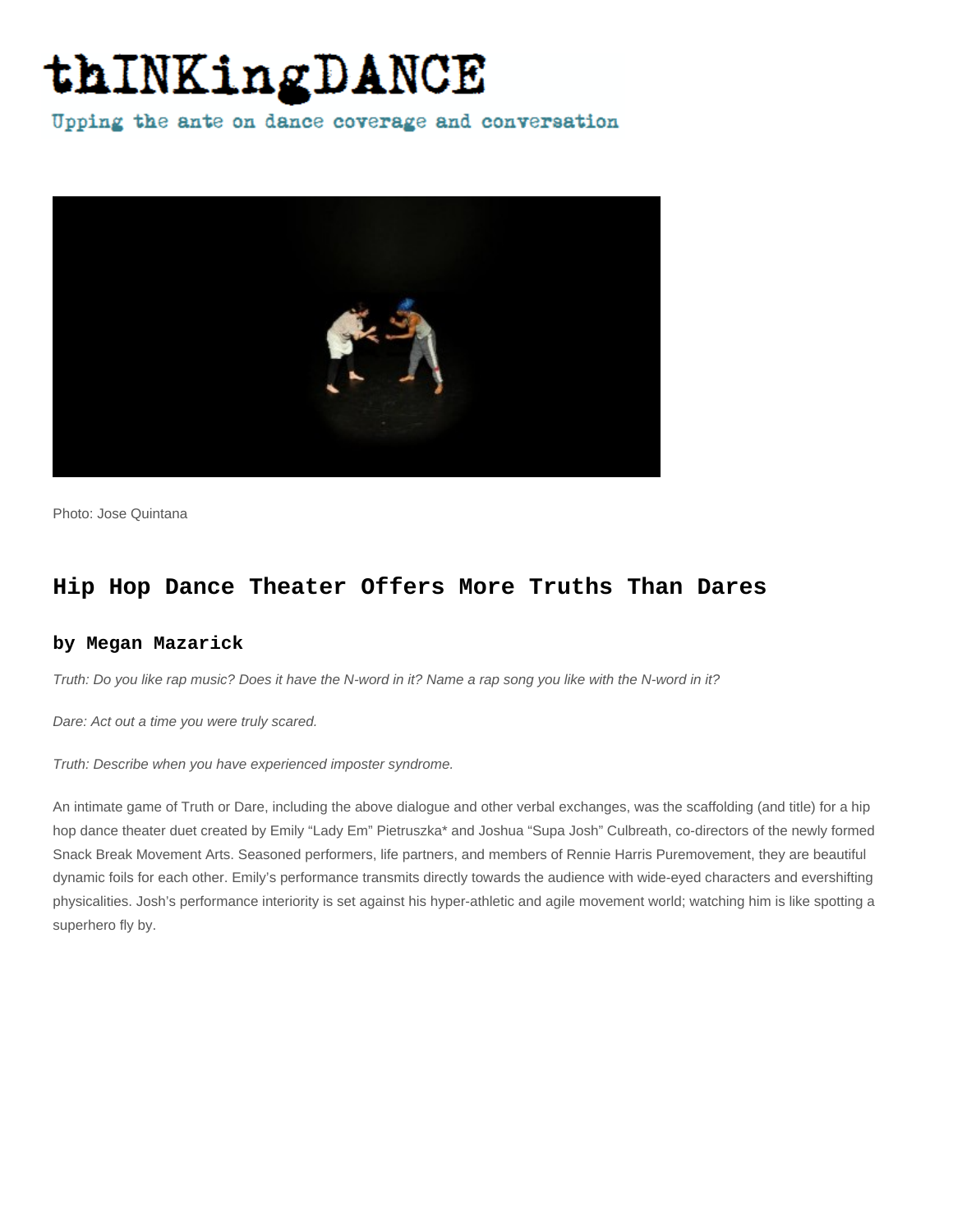# thINKingDANCE

Upping the ante on dance coverage and conversation

Photo: Jose Quintana

## Hip Hop Dance Theater Offers More Truths Than Dares

### by Megan Mazarick

*Truth: Do you like rap music? Does it have the N-word in it? Name a rap song you like with the N-word in it?*

*Dare: Act out a time you were truly scared.*

*Truth: Describe when you have experienced imposter syndrome.*

An intimate game of Truth or Dare, including the above dialogue and other verbal exchanges, was the scaffolding (and title) for a hip hop dance theater duet created by Emily "Lady Em" Pietruszka* and Joshua "Supa Josh" Culbreath, co-directors of the newly formed Snack Break Movement Arts. Seasoned performers, life partners, and members of Rennie Harris Puremovement, they are beautiful dynamic foils for each other. Emily's performance transmits directly towards the audience with wide-eyed characters and evershifting physicalities. Josh's performance interiority is set against his hyper-athletic and agile movement world; watching him is like spotting a superhero fly by.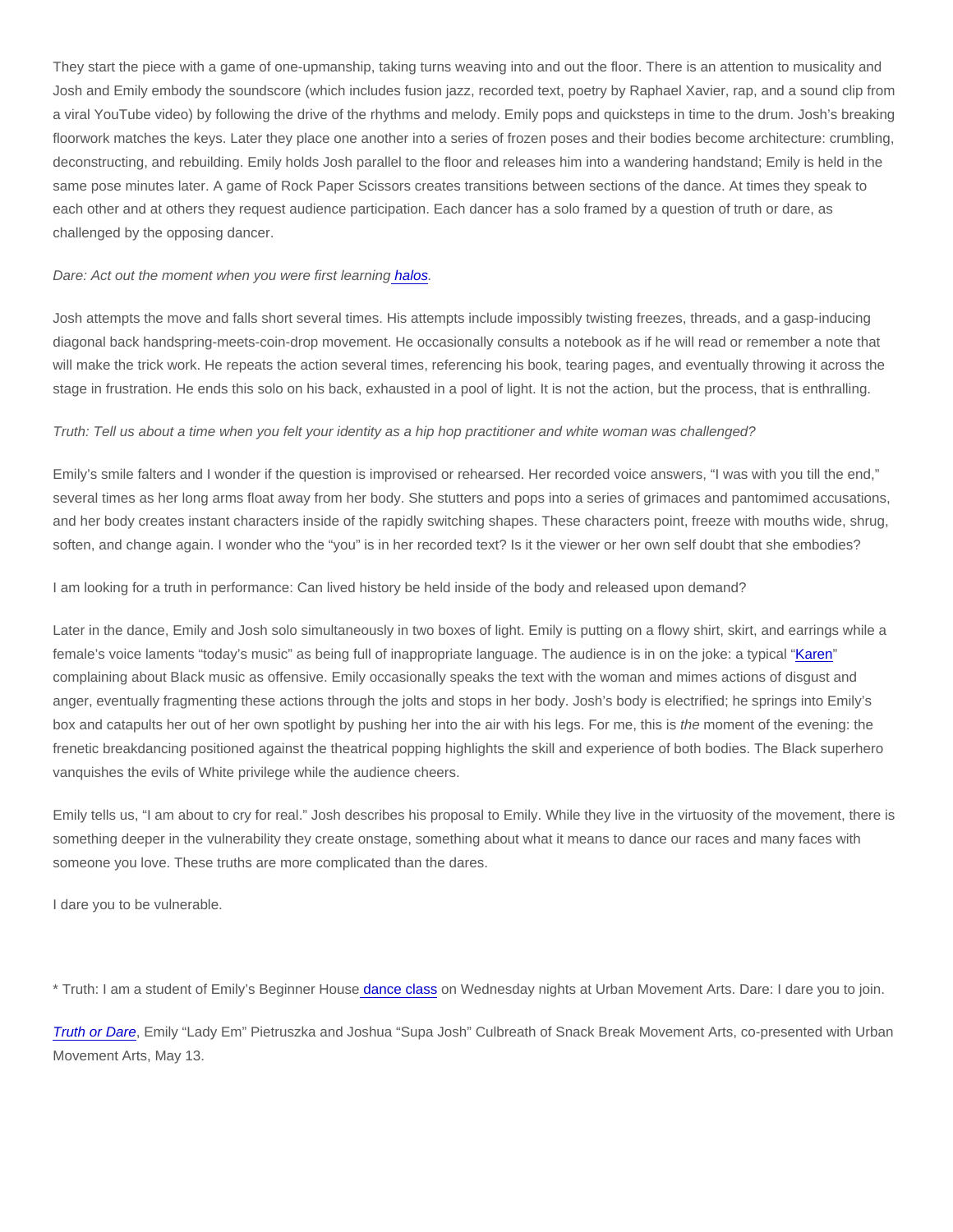They start the piece with a game of one-upmanship, taking turns weaving into and out the floor. There is an attention to musicality and Josh and Emily embody the soundscore (which includes fusion jazz, recorded text, poetry by Raphael Xavier, rap, and a sound clip from a viral YouTube video) by following the drive of the rhythms and melody. Emily pops and quicksteps in time to the drum. Josh's breaking floorwork matches the keys. Later they place one another into a series of frozen poses and their bodies become architecture: crumbling, deconstructing, and rebuilding. Emily holds Josh parallel to the floor and releases him into a wandering handstand; Emily is held in the same pose minutes later. A game of Rock Paper Scissors creates transitions between sections of the dance. At times they speak to each other and at others they request audience participation. Each dancer has a solo framed by a question of truth or dare, as challenged by the opposing dancer.

*Dare: Act out the moment when you were first learning halos.*

Josh attempts the move and falls short several times. His attempts include impossibly twisting freezes, threads, and a gasp-inducing diagonal back handspring-meets-coin-drop movement. He occasionally consults a notebook as if he will read or remember a note that will make the trick work. He repeats the action several times, referencing his book, tearing pages, and eventually throwing it across the stage in frustration. He ends this solo on his back, exhausted in a pool of light. It is not the action, but the process, that is enthralling.

*Truth: Tell us about a time when you felt your identity as a hip hop practitioner and white woman was challenged?*

Emily's smile falters and I wonder if the question is improvised or rehearsed. Her recorded voice answers, "I was with you till the end," several times as her long arms float away from her body. She stutters and pops into a series of grimaces and pantomimed accusations, and her body creates instant characters inside of the rapidly switching shapes. These characters point, freeze with mouths wide, shrug, soften, and change again. I wonder who the "you" is in her recorded text? Is it the viewer or her own self doubt that she embodies?

I am looking for a truth in performance: Can lived history be held inside of the body and released upon demand?

Later in the dance, Emily and Josh solo simultaneously in two boxes of light. Emily is putting on a flowy shirt, skirt, and earrings while a female's voice laments "today's music" as being full of inappropriate language. The audience is in on the joke: a typical "Karen" complaining about Black music as offensive. Emily occasionally speaks the text with the woman and mimes actions of disgust and anger, eventually fragmenting these actions through the jolts and stops in her body. Josh's body is electrified; he springs into Emily's box and catapults her out of her own spotlight by pushing her into the air with his legs. For me, this is *the* moment of the evening: the frenetic breakdancing positioned against the theatrical popping highlights the skill and experience of both bodies. The Black superhero vanquishes the evils of White privilege while the audience cheers.

Emily tells us, "I am about to cry for real." Josh describes his proposal to Emily. While they live in the virtuosity of the movement, there is something deeper in the vulnerability they create onstage, something about what it means to dance our races and many faces with someone you love. These truths are more complicated than the dares.

I dare you to be vulnerable.

\* Truth: I am a student of Emily's Beginner House dance class on Wednesday nights at Urban Movement Arts. Dare: I dare you to join.

*Truth or Dare*, Emily "Lady Em" Pietruszka and Joshua "Supa Josh" Culbreath of Snack Break Movement Arts, co-presented with Urban Movement Arts, May 13.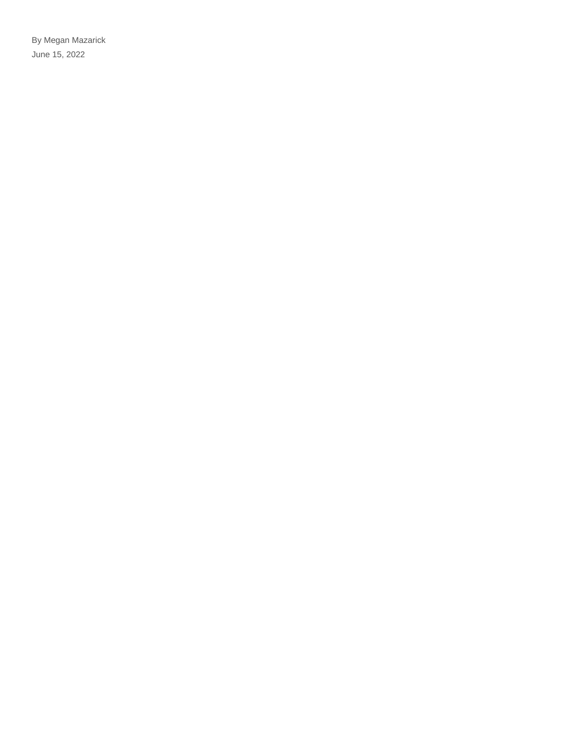By Megan Mazarick
June 15, 2022